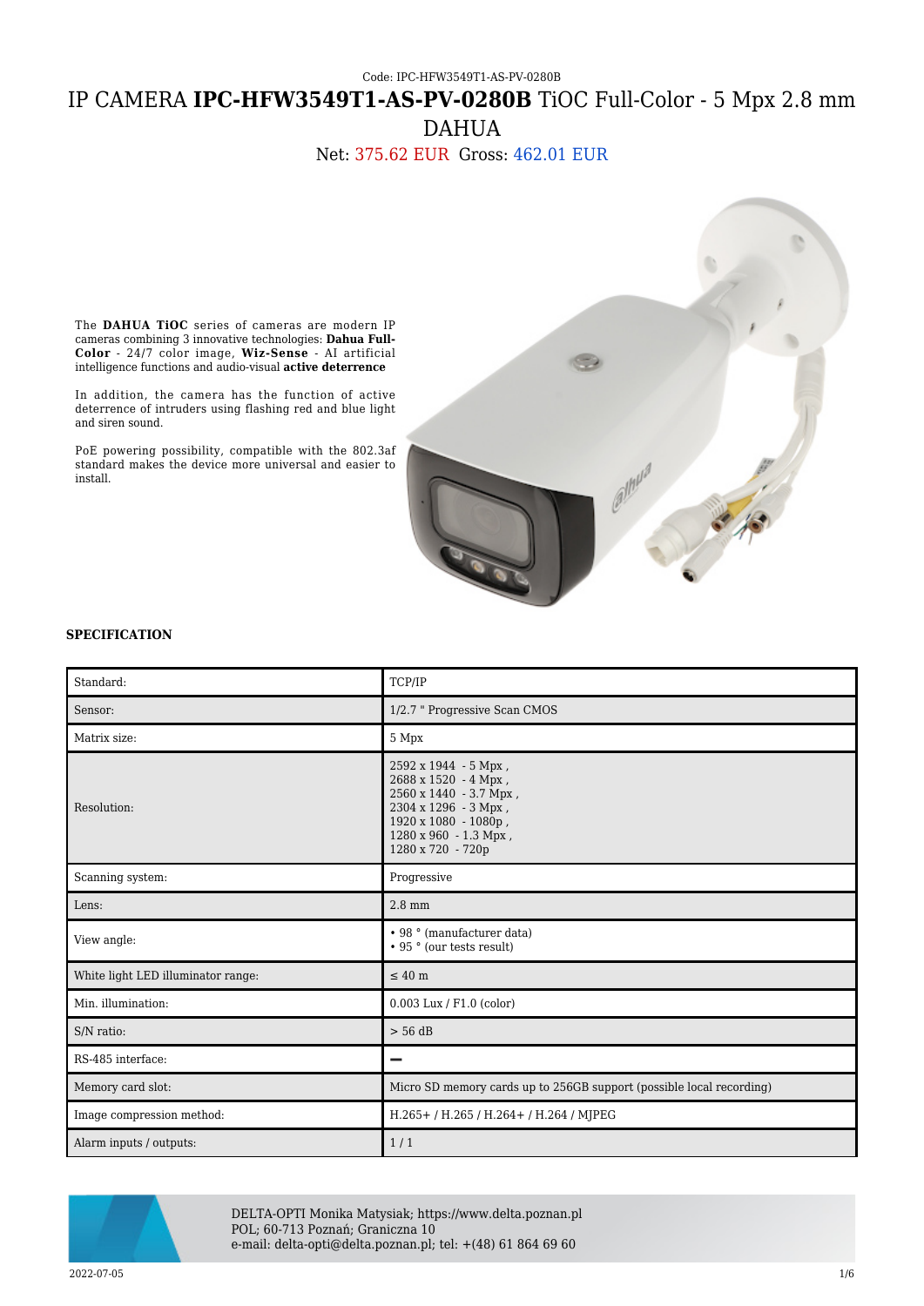Code: IPC-HFW3549T1-AS-PV-0280B

# IP CAMERA **IPC-HFW3549T1-AS-PV-0280B** TiOC Full-Color - 5 Mpx 2.8 mm DAHUA

Net: 375.62 EUR Gross: 462.01 EUR

The **DAHUA TiOC** series of cameras are modern IP cameras combining 3 innovative technologies: **Dahua Full-Color** - 24/7 color image, **Wiz-Sense** - AI artificial intelligence functions and audio-visual **active deterrence**

In addition, the camera has the function of active deterrence of intruders using flashing red and blue light and siren sound.

PoE powering possibility, compatible with the 802.3af standard makes the device more universal and easier to install.

### SPECIFICATION

| | |
|---|---|
| Standard: | TCP/IP |
| Sensor: | 1/2.7 " Progressive Scan CMOS |
| Matrix size: | 5 Mpx |
| Resolution: | 2592 x 1944 - 5 Mpx , 2688 x 1520 - 4 Mpx , 2560 x 1440 - 3.7 Mpx , 2304 x 1296 - 3 Mpx , 1920 x 1080 - 1080p , 1280 x 960 - 1.3 Mpx , 1280 x 720 - 720p |
| Scanning system: | Progressive |
| Lens: | 2.8 mm |
| View angle: | • 98 ° (manufacturer data) • 95 ° (our tests result) |
| White light LED illuminator range: | ≤ 40 m |
| Min. illumination: | 0.003 Lux / F1.0 (color) |
| S/N ratio: | > 56 dB |
| RS-485 interface: | − |
| Memory card slot: | Micro SD memory cards up to 256GB support (possible local recording) |
| Image compression method: | H.265+ / H.265 / H.264+ / H.264 / MJPEG |
| Alarm inputs / outputs: | 1 / 1 |

DELTA-OPTI Monika Matysiak; https://www.delta.poznan.pl
POL; 60-713 Poznań; Graniczna 10
e-mail: delta-opti@delta.poznan.pl; tel: +(48) 61 864 69 60

2022-07-05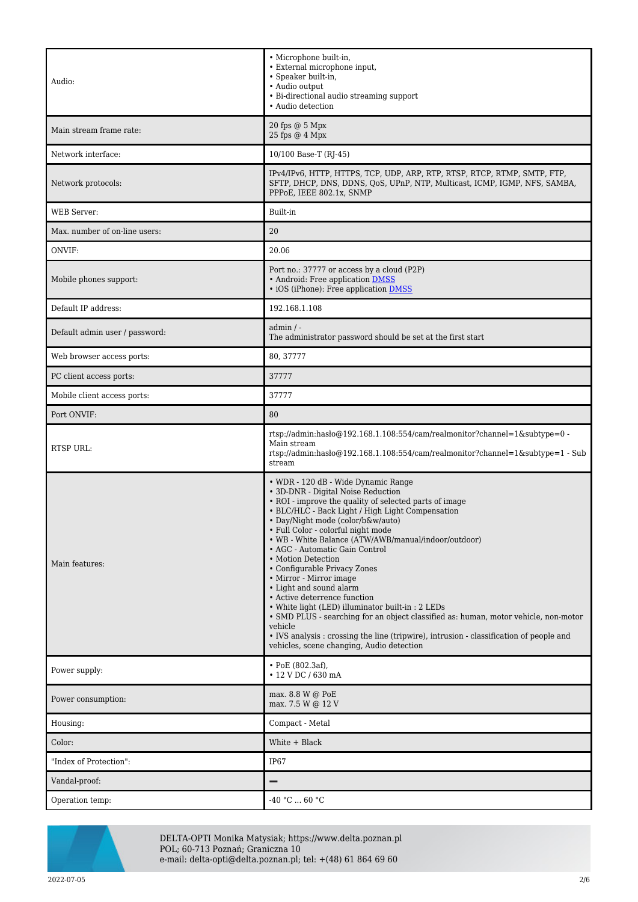| | |
|---|---|
| Audio: | • Microphone built-in,<br>• External microphone input,<br>• Speaker built-in,<br>• Audio output<br>• Bi-directional audio streaming support<br>• Audio detection |
| Main stream frame rate: | 20 fps @ 5 Mpx<br>25 fps @ 4 Mpx |
| Network interface: | 10/100 Base-T (RJ-45) |
| Network protocols: | IPv4/IPv6, HTTP, HTTPS, TCP, UDP, ARP, RTP, RTSP, RTCP, RTMP, SMTP, FTP, SFTP, DHCP, DNS, DDNS, QoS, UPnP, NTP, Multicast, ICMP, IGMP, NFS, SAMBA, PPPoE, IEEE 802.1x, SNMP |
| WEB Server: | Built-in |
| Max. number of on-line users: | 20 |
| ONVIF: | 20.06 |
| Mobile phones support: | Port no.: 37777 or access by a cloud (P2P)<br>• Android: Free application DMSS<br>• iOS (iPhone): Free application DMSS |
| Default IP address: | 192.168.1.108 |
| Default admin user / password: | admin / -<br>The administrator password should be set at the first start |
| Web browser access ports: | 80, 37777 |
| PC client access ports: | 37777 |
| Mobile client access ports: | 37777 |
| Port ONVIF: | 80 |
| RTSP URL: | rtsp://admin:hasło@192.168.1.108:554/cam/realmonitor?channel=1&subtype=0 - Main stream<br>rtsp://admin:hasło@192.168.1.108:554/cam/realmonitor?channel=1&subtype=1 - Sub stream |
| Main features: | • WDR - 120 dB - Wide Dynamic Range<br>• 3D-DNR - Digital Noise Reduction<br>• ROI - improve the quality of selected parts of image<br>• BLC/HLC - Back Light / High Light Compensation<br>• Day/Night mode (color/b&w/auto)<br>• Full Color - colorful night mode<br>• WB - White Balance (ATW/AWB/manual/indoor/outdoor)<br>• AGC - Automatic Gain Control<br>• Motion Detection<br>• Configurable Privacy Zones<br>• Mirror - Mirror image<br>• Light and sound alarm<br>• Active deterrence function<br>• White light (LED) illuminator built-in : 2 LEDs<br>• SMD PLUS - searching for an object classified as: human, motor vehicle, non-motor vehicle<br>• IVS analysis : crossing the line (tripwire), intrusion - classification of people and vehicles, scene changing, Audio detection |
| Power supply: | • PoE (802.3af),<br>• 12 V DC / 630 mA |
| Power consumption: | max. 8.8 W @ PoE<br>max. 7.5 W @ 12 V |
| Housing: | Compact - Metal |
| Color: | White + Black |
| "Index of Protection": | IP67 |
| Vandal-proof: | — |
| Operation temp: | -40 °C ... 60 °C |

DELTA-OPTI Monika Matysiak; https://www.delta.poznan.pl
POL; 60-713 Poznań; Graniczna 10
e-mail: delta-opti@delta.poznan.pl; tel: +(48) 61 864 69 60

2022-07-05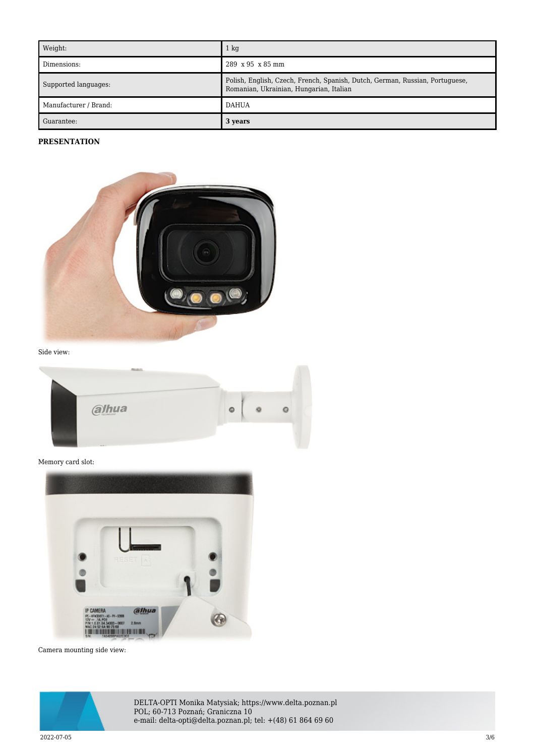| Weight: | 1 kg |
|---|---|
| Dimensions: | 289 x 95 x 85 mm |
| Supported languages: | Polish, English, Czech, French, Spanish, Dutch, German, Russian, Portuguese, Romanian, Ukrainian, Hungarian, Italian |
| Manufacturer / Brand: | DAHUA |
| Guarantee: | **3 years** |

**PRESENTATION**

Side view:

Memory card slot:

Camera mounting side view:

DELTA-OPTI Monika Matysiak; https://www.delta.poznan.pl
POL; 60-713 Poznań; Graniczna 10
e-mail: delta-opti@delta.poznan.pl; tel: +(48) 61 864 69 60

2022-07-05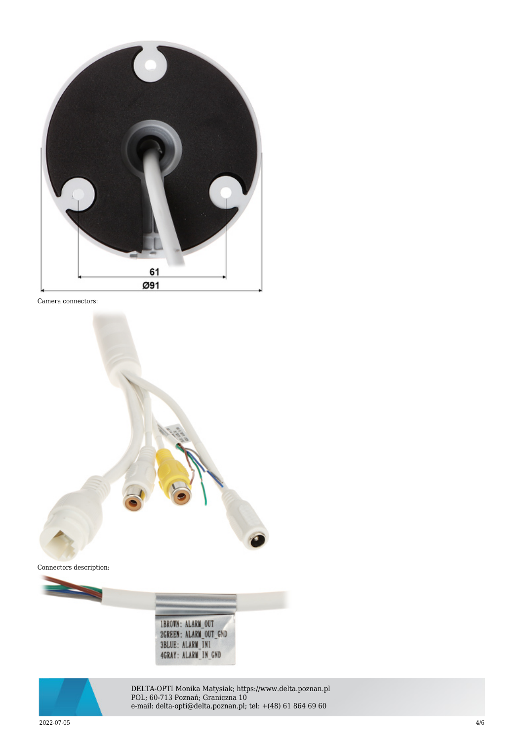61

Ø91

Camera connectors:

Connectors description:

1BROWN: ALARM_OUT
2GREEN: ALARM_OUT_GND
3BLUE: ALARM_IN1
4GRAY: ALARM_IN_GND

DELTA-OPTI Monika Matysiak; https://www.delta.poznan.pl
POL; 60-713 Poznań; Graniczna 10
e-mail: delta-opti@delta.poznan.pl; tel: +(48) 61 864 69 60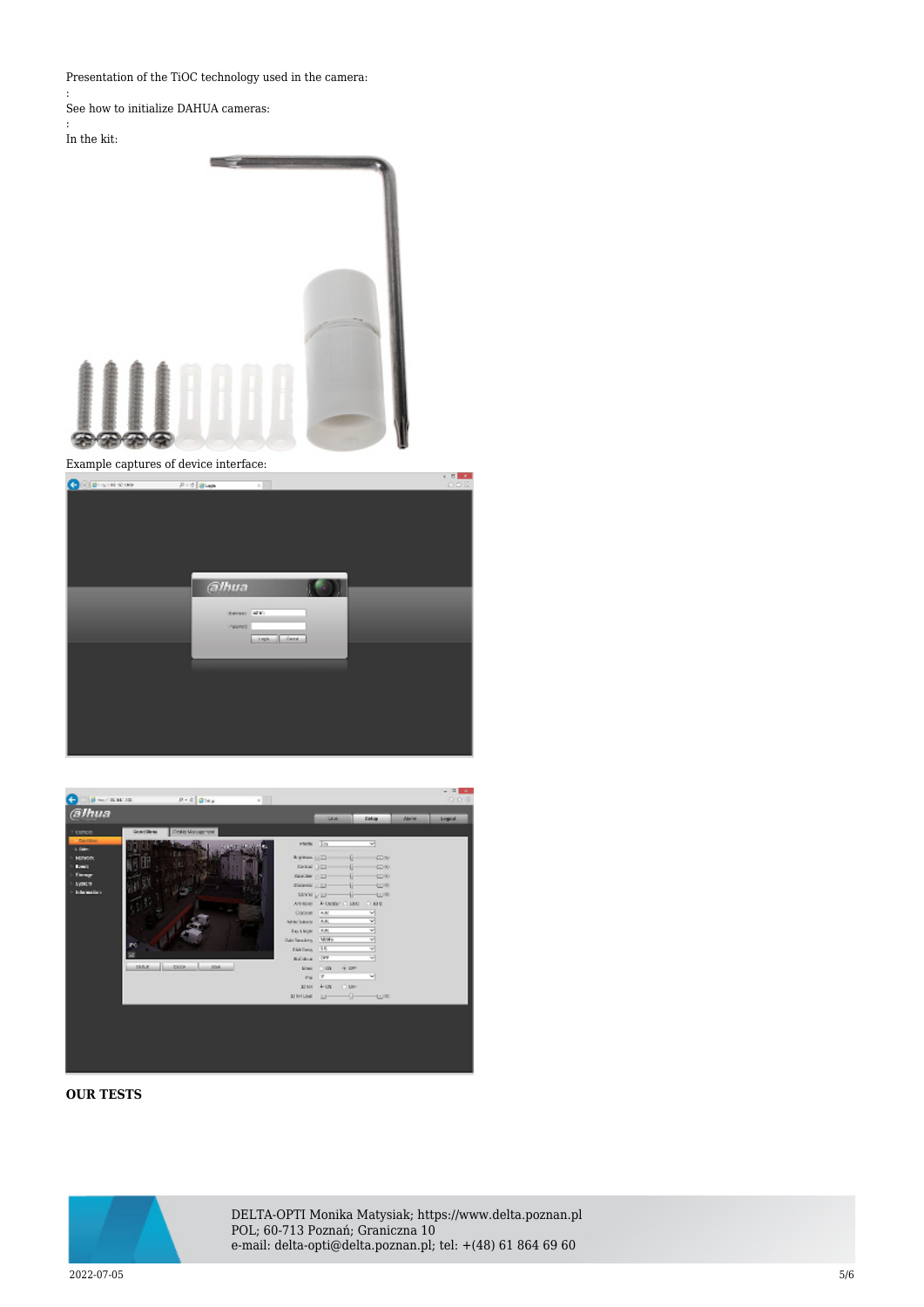Presentation of the TiOC technology used in the camera:

:

See how to initialize DAHUA cameras:

:

In the kit:

Example captures of device interface:

**OUR TESTS**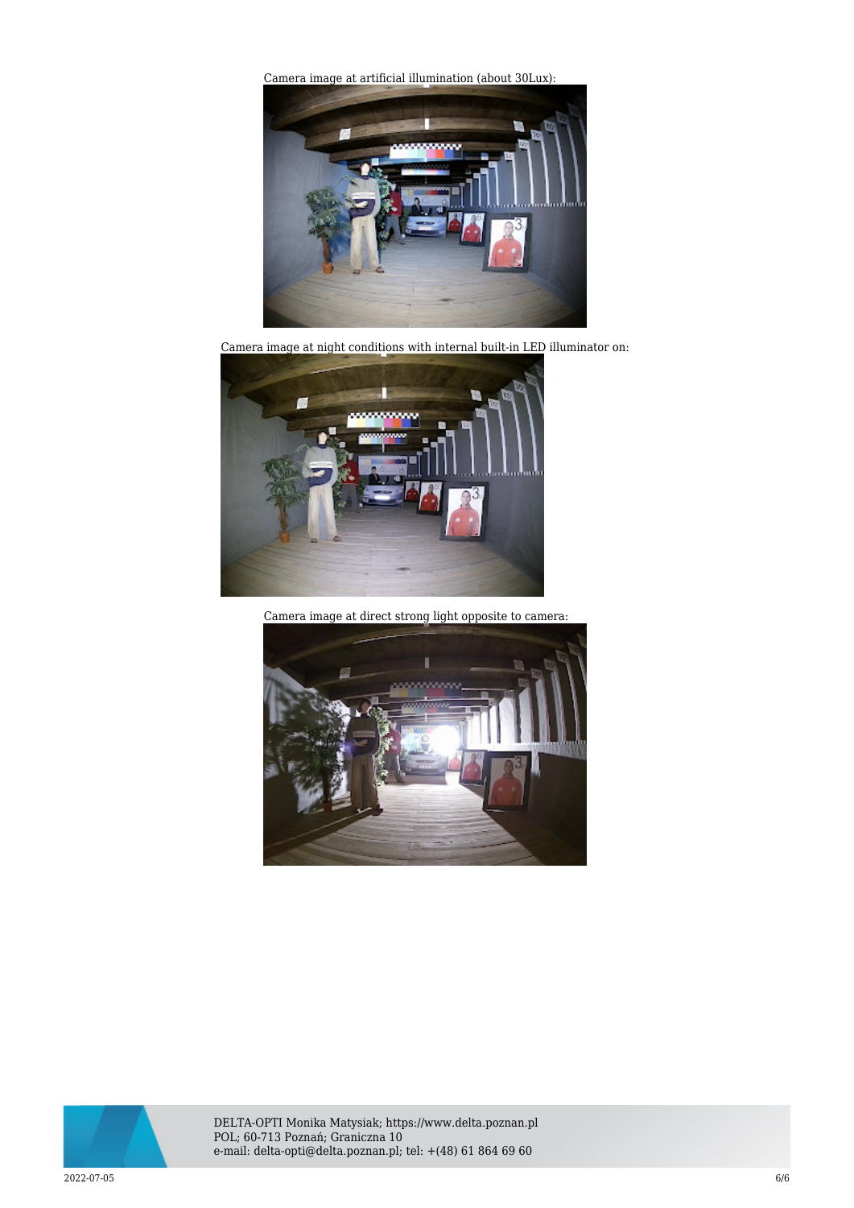Camera image at artificial illumination (about 30Lux):

Camera image at night conditions with internal built-in LED illuminator on:

Camera image at direct strong light opposite to camera: